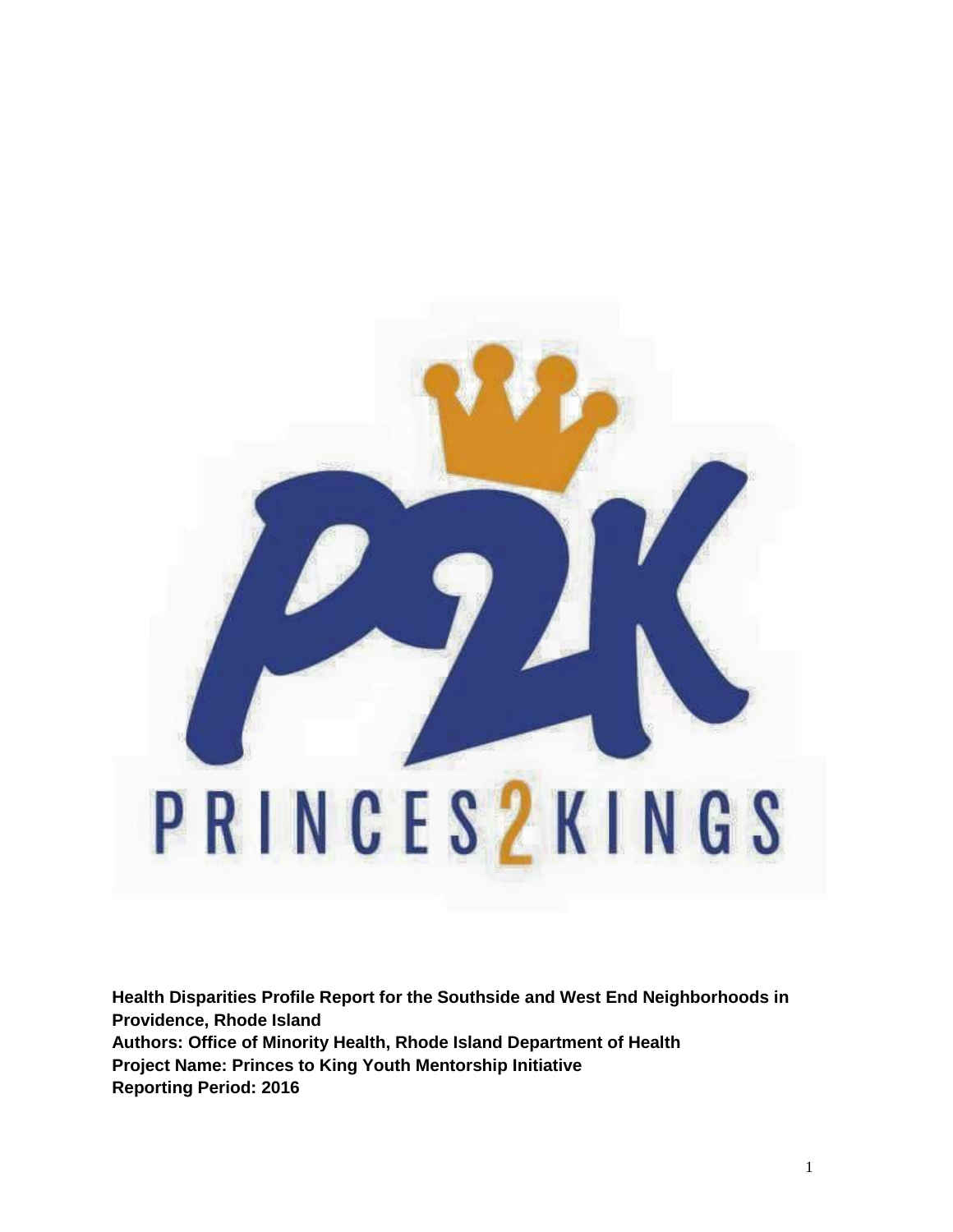P2K

PRINCES 2 KINGS

**Health Disparities Profile Report for the Southside and West End Neighborhoods in Providence, Rhode Island**
**Authors: Office of Minority Health, Rhode Island Department of Health**
**Project Name: Princes to King Youth Mentorship Initiative**
**Reporting Period: 2016**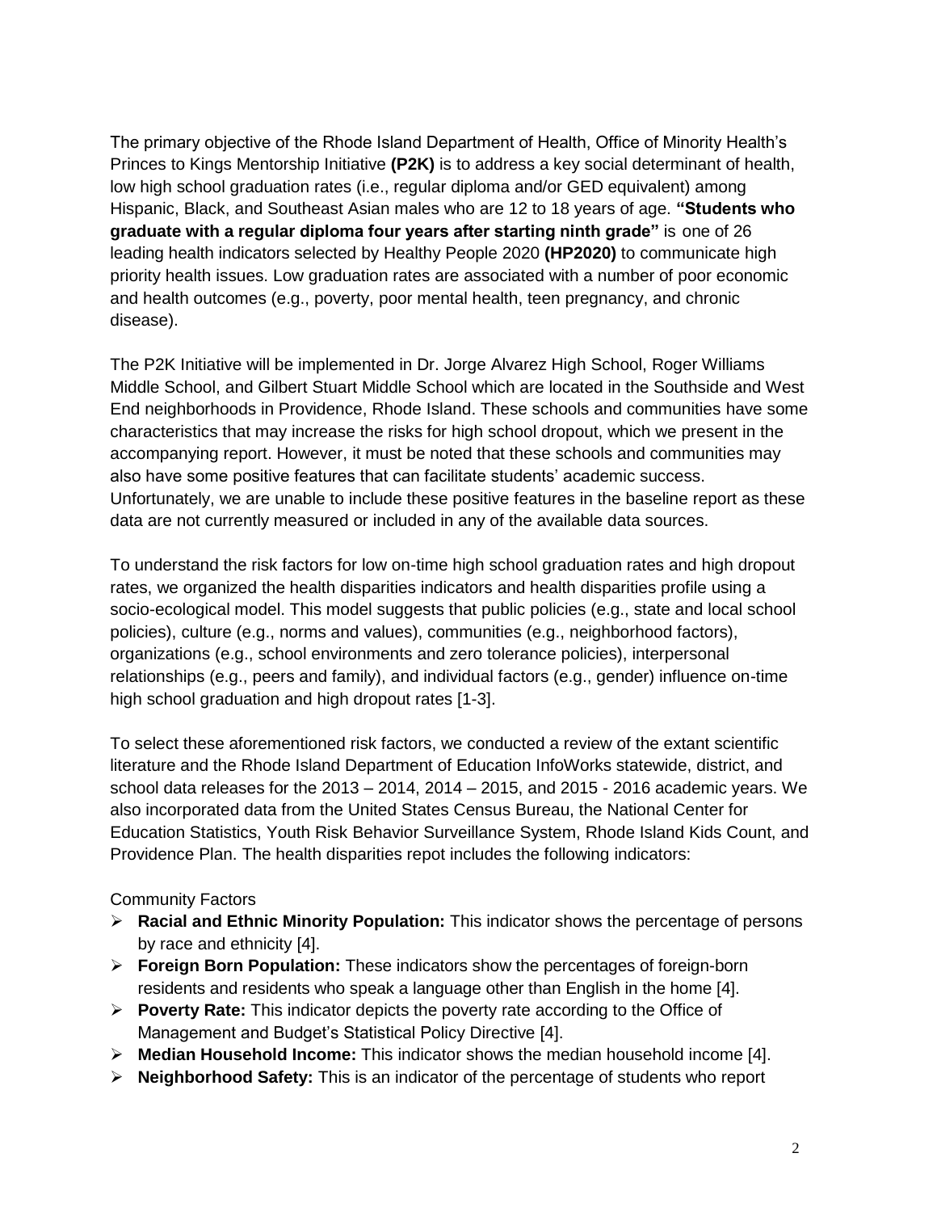The primary objective of the Rhode Island Department of Health, Office of Minority Health's Princes to Kings Mentorship Initiative **(P2K)** is to address a key social determinant of health, low high school graduation rates (i.e., regular diploma and/or GED equivalent) among Hispanic, Black, and Southeast Asian males who are 12 to 18 years of age. **"Students who graduate with a regular diploma four years after starting ninth grade"** is one of 26 leading health indicators selected by Healthy People 2020 **(HP2020)** to communicate high priority health issues. Low graduation rates are associated with a number of poor economic and health outcomes (e.g., poverty, poor mental health, teen pregnancy, and chronic disease).

The P2K Initiative will be implemented in Dr. Jorge Alvarez High School, Roger Williams Middle School, and Gilbert Stuart Middle School which are located in the Southside and West End neighborhoods in Providence, Rhode Island. These schools and communities have some characteristics that may increase the risks for high school dropout, which we present in the accompanying report. However, it must be noted that these schools and communities may also have some positive features that can facilitate students' academic success. Unfortunately, we are unable to include these positive features in the baseline report as these data are not currently measured or included in any of the available data sources.

To understand the risk factors for low on-time high school graduation rates and high dropout rates, we organized the health disparities indicators and health disparities profile using a socio-ecological model. This model suggests that public policies (e.g., state and local school policies), culture (e.g., norms and values), communities (e.g., neighborhood factors), organizations (e.g., school environments and zero tolerance policies), interpersonal relationships (e.g., peers and family), and individual factors (e.g., gender) influence on-time high school graduation and high dropout rates [1-3].

To select these aforementioned risk factors, we conducted a review of the extant scientific literature and the Rhode Island Department of Education InfoWorks statewide, district, and school data releases for the 2013 – 2014, 2014 – 2015, and 2015 - 2016 academic years. We also incorporated data from the United States Census Bureau, the National Center for Education Statistics, Youth Risk Behavior Surveillance System, Rhode Island Kids Count, and Providence Plan. The health disparities repot includes the following indicators:

Community Factors

- **Racial and Ethnic Minority Population:** This indicator shows the percentage of persons by race and ethnicity [4].
- **Foreign Born Population:** These indicators show the percentages of foreign-born residents and residents who speak a language other than English in the home [4].
- **Poverty Rate:** This indicator depicts the poverty rate according to the Office of Management and Budget's Statistical Policy Directive [4].
- **Median Household Income:** This indicator shows the median household income [4].
- **Neighborhood Safety:** This is an indicator of the percentage of students who report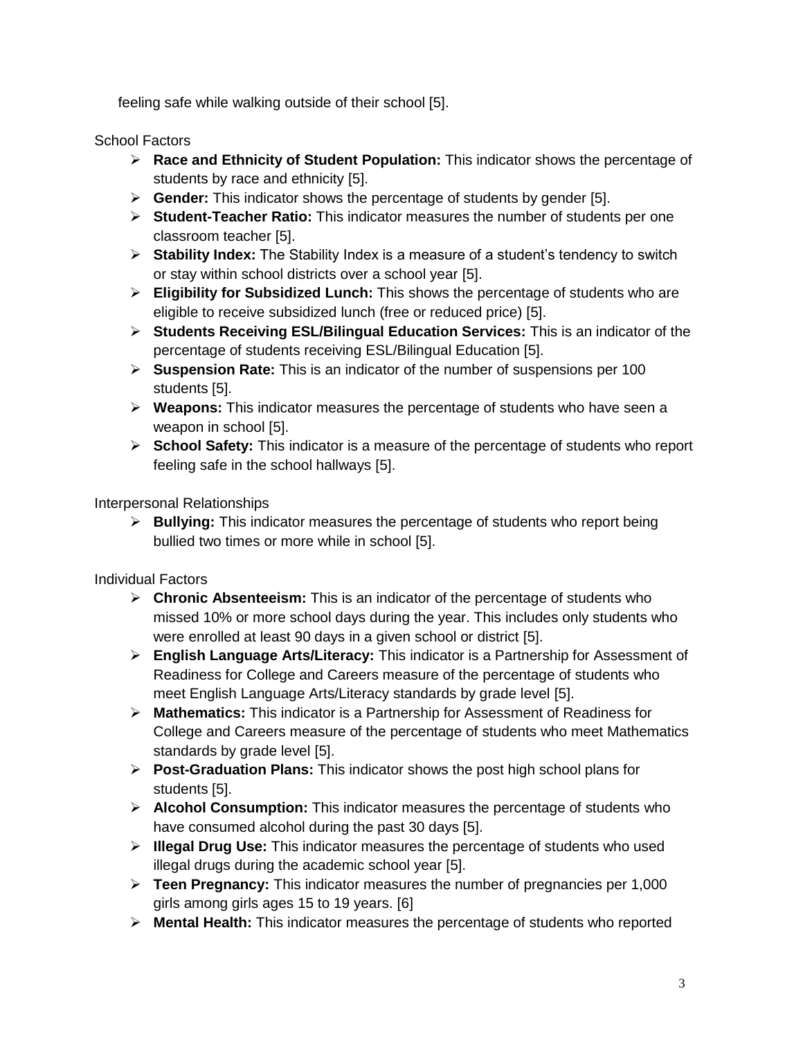feeling safe while walking outside of their school [5].

School Factors

- **Race and Ethnicity of Student Population:** This indicator shows the percentage of students by race and ethnicity [5].
- **Gender:** This indicator shows the percentage of students by gender [5].
- **Student-Teacher Ratio:** This indicator measures the number of students per one classroom teacher [5].
- **Stability Index:** The Stability Index is a measure of a student's tendency to switch or stay within school districts over a school year [5].
- **Eligibility for Subsidized Lunch:** This shows the percentage of students who are eligible to receive subsidized lunch (free or reduced price) [5].
- **Students Receiving ESL/Bilingual Education Services:** This is an indicator of the percentage of students receiving ESL/Bilingual Education [5].
- **Suspension Rate:** This is an indicator of the number of suspensions per 100 students [5].
- **Weapons:** This indicator measures the percentage of students who have seen a weapon in school [5].
- **School Safety:** This indicator is a measure of the percentage of students who report feeling safe in the school hallways [5].

Interpersonal Relationships

- **Bullying:** This indicator measures the percentage of students who report being bullied two times or more while in school [5].

Individual Factors

- **Chronic Absenteeism:** This is an indicator of the percentage of students who missed 10% or more school days during the year. This includes only students who were enrolled at least 90 days in a given school or district [5].
- **English Language Arts/Literacy:** This indicator is a Partnership for Assessment of Readiness for College and Careers measure of the percentage of students who meet English Language Arts/Literacy standards by grade level [5].
- **Mathematics:** This indicator is a Partnership for Assessment of Readiness for College and Careers measure of the percentage of students who meet Mathematics standards by grade level [5].
- **Post-Graduation Plans:** This indicator shows the post high school plans for students [5].
- **Alcohol Consumption:** This indicator measures the percentage of students who have consumed alcohol during the past 30 days [5].
- **Illegal Drug Use:** This indicator measures the percentage of students who used illegal drugs during the academic school year [5].
- **Teen Pregnancy:** This indicator measures the number of pregnancies per 1,000 girls among girls ages 15 to 19 years. [6]
- **Mental Health:** This indicator measures the percentage of students who reported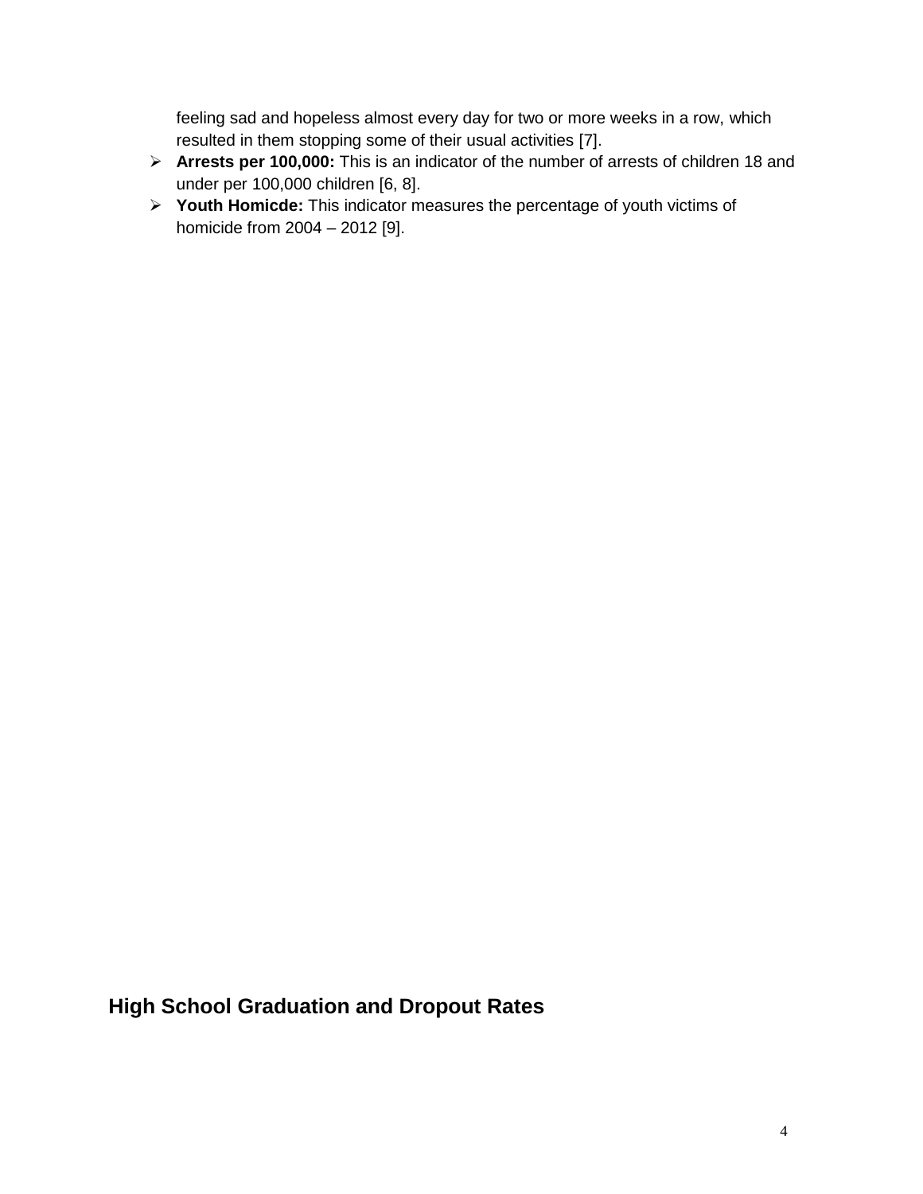feeling sad and hopeless almost every day for two or more weeks in a row, which resulted in them stopping some of their usual activities [7].

- **Arrests per 100,000:** This is an indicator of the number of arrests of children 18 and under per 100,000 children [6, 8].
- **Youth Homicde:** This indicator measures the percentage of youth victims of homicide from 2004 – 2012 [9].

## High School Graduation and Dropout Rates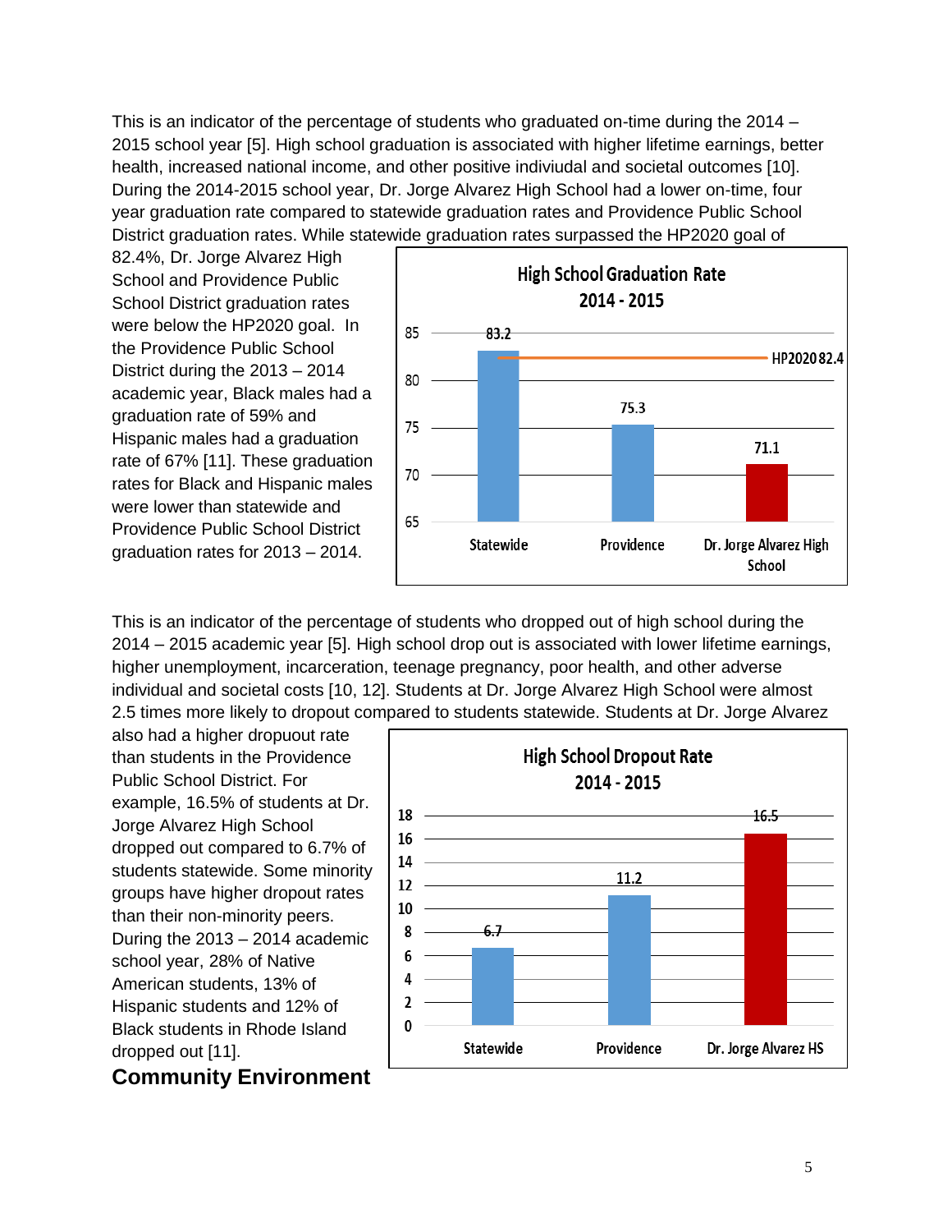This is an indicator of the percentage of students who graduated on-time during the 2014 – 2015 school year [5]. High school graduation is associated with higher lifetime earnings, better health, increased national income, and other positive indiviudal and societal outcomes [10]. During the 2014-2015 school year, Dr. Jorge Alvarez High School had a lower on-time, four year graduation rate compared to statewide graduation rates and Providence Public School District graduation rates. While statewide graduation rates surpassed the HP2020 goal of 82.4%, Dr. Jorge Alvarez High School and Providence Public School District graduation rates were below the HP2020 goal. In the Providence Public School District during the 2013 – 2014 academic year, Black males had a graduation rate of 59% and Hispanic males had a graduation rate of 67% [11]. These graduation rates for Black and Hispanic males were lower than statewide and Providence Public School District graduation rates for 2013 – 2014.

High School Graduation Rate
2014 - 2015

85
80
75
70
65

83.2
75.3
71.1
HP2020 82.4

Statewide
Providence
Dr. Jorge Alvarez High School

This is an indicator of the percentage of students who dropped out of high school during the 2014 – 2015 academic year [5]. High school drop out is associated with lower lifetime earnings, higher unemployment, incarceration, teenage pregnancy, poor health, and other adverse individual and societal costs [10, 12]. Students at Dr. Jorge Alvarez High School were almost 2.5 times more likely to dropout compared to students statewide. Students at Dr. Jorge Alvarez also had a higher dropuout rate than students in the Providence Public School District. For example, 16.5% of students at Dr. Jorge Alvarez High School dropped out compared to 6.7% of students statewide. Some minority groups have higher dropout rates than their non-minority peers. During the 2013 – 2014 academic school year, 28% of Native American students, 13% of Hispanic students and 12% of Black students in Rhode Island dropped out [11].

High School Dropout Rate
2014 - 2015

18
16
14
12
10
8
6
4
2
0

6.7
11.2
16.5

Statewide
Providence
Dr. Jorge Alvarez HS

## Community Environment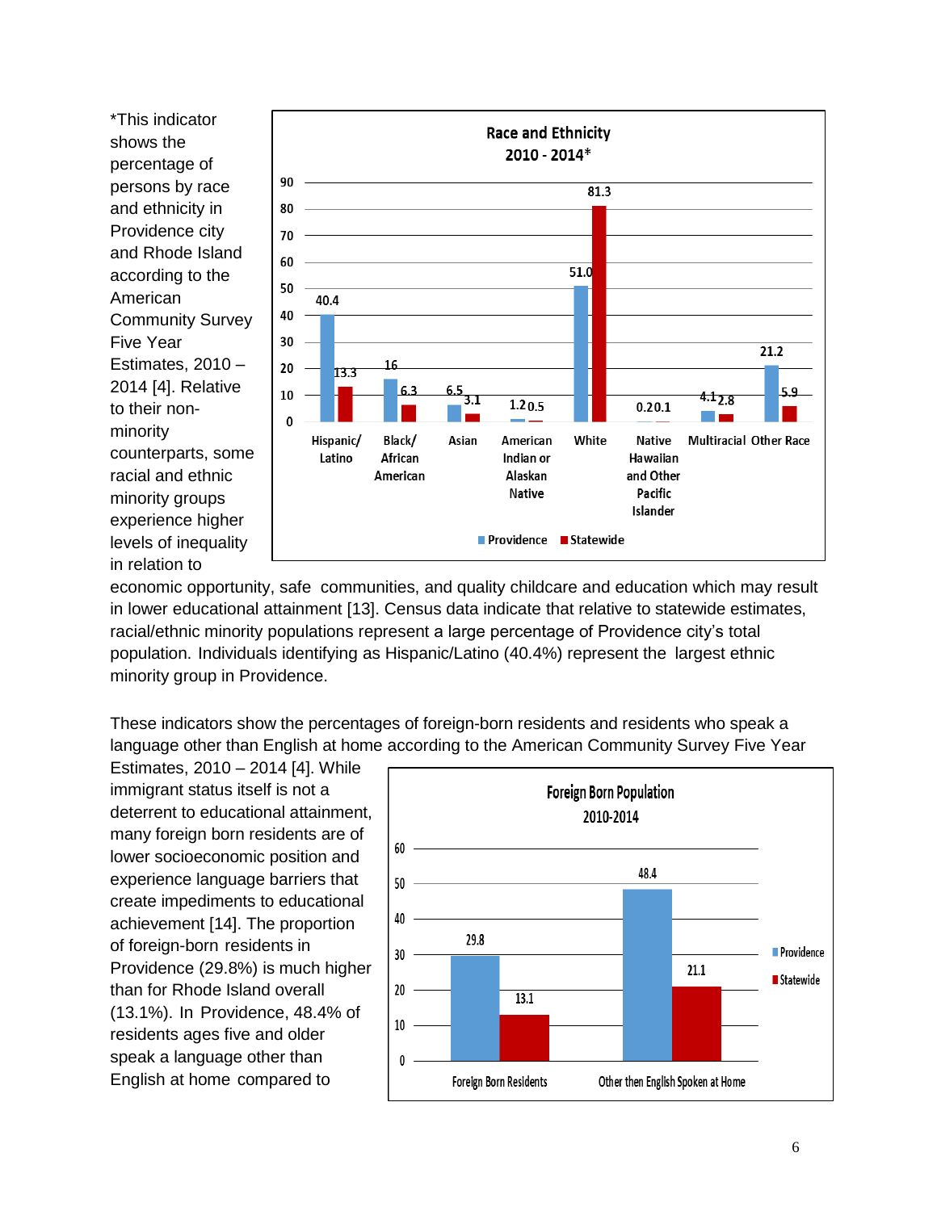*This indicator shows the percentage of persons by race and ethnicity in Providence city and Rhode Island according to the American Community Survey Five Year Estimates, 2010 – 2014 [4]. Relative to their non-minority counterparts, some racial and ethnic minority groups experience higher levels of inequality in relation to economic opportunity, safe communities, and quality childcare and education which may result in lower educational attainment [13]. Census data indicate that relative to statewide estimates, racial/ethnic minority populations represent a large percentage of Providence city's total population. Individuals identifying as Hispanic/Latino (40.4%) represent the largest ethnic minority group in Providence.

Race and Ethnicity
2010 - 2014*

90
80
70
60
50
40
30
20
10
0

40.4
13.3
16
6.3
6.5
3.1
1.2
0.5
51.0
81.3
0.2
0.1
4.1
2.8
21.2
5.9

Hispanic/ Latino
Black/ African American
Asian
American Indian or Alaskan Native
White
Native Hawaiian and Other Pacific Islander
Multiracial
Other Race

Providence
Statewide

These indicators show the percentages of foreign-born residents and residents who speak a language other than English at home according to the American Community Survey Five Year Estimates, 2010 – 2014 [4]. While immigrant status itself is not a deterrent to educational attainment, many foreign born residents are of lower socioeconomic position and experience language barriers that create impediments to educational achievement [14]. The proportion of foreign-born residents in Providence (29.8%) is much higher than for Rhode Island overall (13.1%). In Providence, 48.4% of residents ages five and older speak a language other than English at home compared to

Foreign Born Population
2010-2014

60
50
40
30
20
10
0

29.8
13.1
48.4
21.1

Foreign Born Residents
Other then English Spoken at Home

Providence
Statewide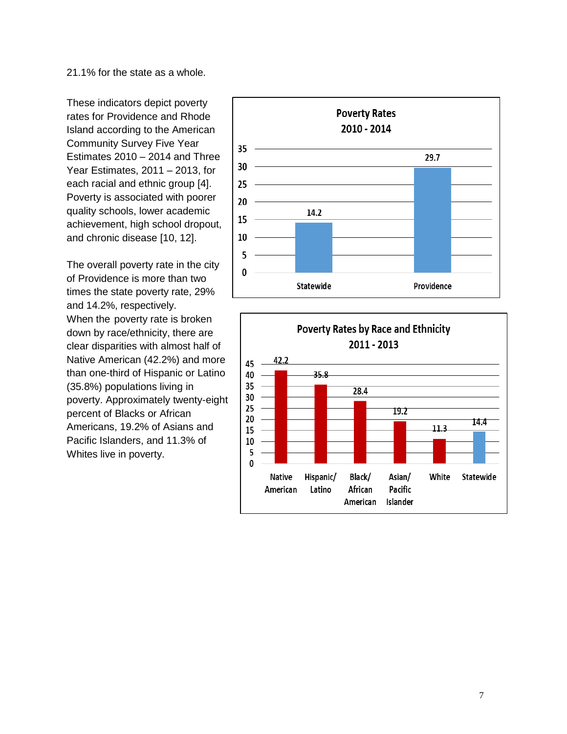21.1% for the state as a whole.

These indicators depict poverty rates for Providence and Rhode Island according to the American Community Survey Five Year Estimates 2010 – 2014 and Three Year Estimates, 2011 – 2013, for each racial and ethnic group [4]. Poverty is associated with poorer quality schools, lower academic achievement, high school dropout, and chronic disease [10, 12].

The overall poverty rate in the city of Providence is more than two times the state poverty rate, 29% and 14.2%, respectively. When the poverty rate is broken down by race/ethnicity, there are clear disparities with almost half of Native American (42.2%) and more than one-third of Hispanic or Latino (35.8%) populations living in poverty. Approximately twenty-eight percent of Blacks or African Americans, 19.2% of Asians and Pacific Islanders, and 11.3% of Whites live in poverty.

Poverty Rates
2010 - 2014

35
30
25
20
15
10
5
0

14.2
29.7

Statewide
Providence

Poverty Rates by Race and Ethnicity
2011 - 2013

45
40
35
30
25
20
15
10
5
0

42.2
35.8
28.4
19.2
11.3
14.4

Native American
Hispanic/ Latino
Black/ African American
Asian/ Pacific Islander
White
Statewide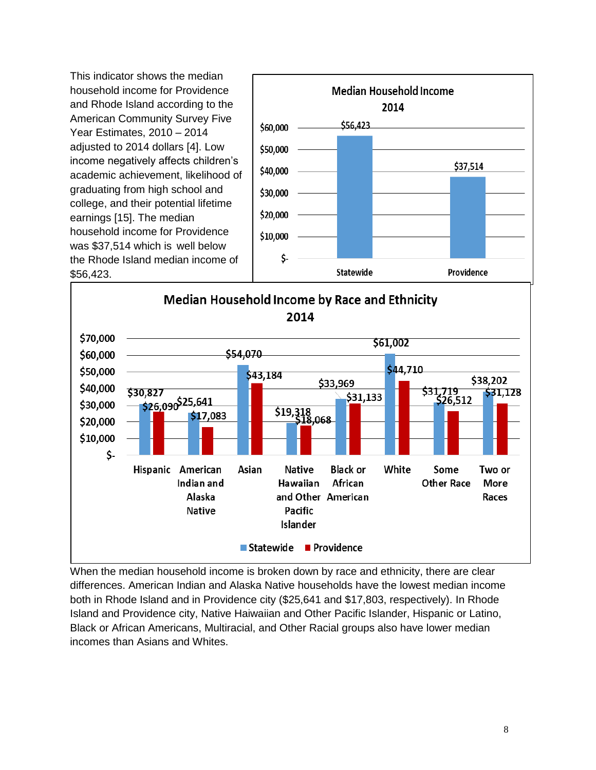This indicator shows the median household income for Providence and Rhode Island according to the American Community Survey Five Year Estimates, 2010 – 2014 adjusted to 2014 dollars [4]. Low income negatively affects children's academic achievement, likelihood of graduating from high school and college, and their potential lifetime earnings [15]. The median household income for Providence was $37,514 which is well below the Rhode Island median income of $56,423.

Median Household Income
2014

$60,000
$50,000
$40,000
$30,000
$20,000
$10,000
$-

$56,423
$37,514

Statewide
Providence

Median Household Income by Race and Ethnicity
2014

$70,000
$60,000
$50,000
$40,000
$30,000
$20,000
$10,000
$-

Hispanic: $30,827, $26,090
American Indian and Alaska Native: $25,641, $17,083
Asian: $54,070, $43,184
Native Hawaiian and Other Pacific Islander: $19,318, $18,068
Black or African American: $33,969, $31,133
White: $61,002, $44,710
Some Other Race: $31,719, $26,512
Two or More Races: $38,202, $31,128

Statewide
Providence

When the median household income is broken down by race and ethnicity, there are clear differences. American Indian and Alaska Native households have the lowest median income both in Rhode Island and in Providence city ($25,641 and $17,803, respectively). In Rhode Island and Providence city, Native Haiwaiian and Other Pacific Islander, Hispanic or Latino, Black or African Americans, Multiracial, and Other Racial groups also have lower median incomes than Asians and Whites.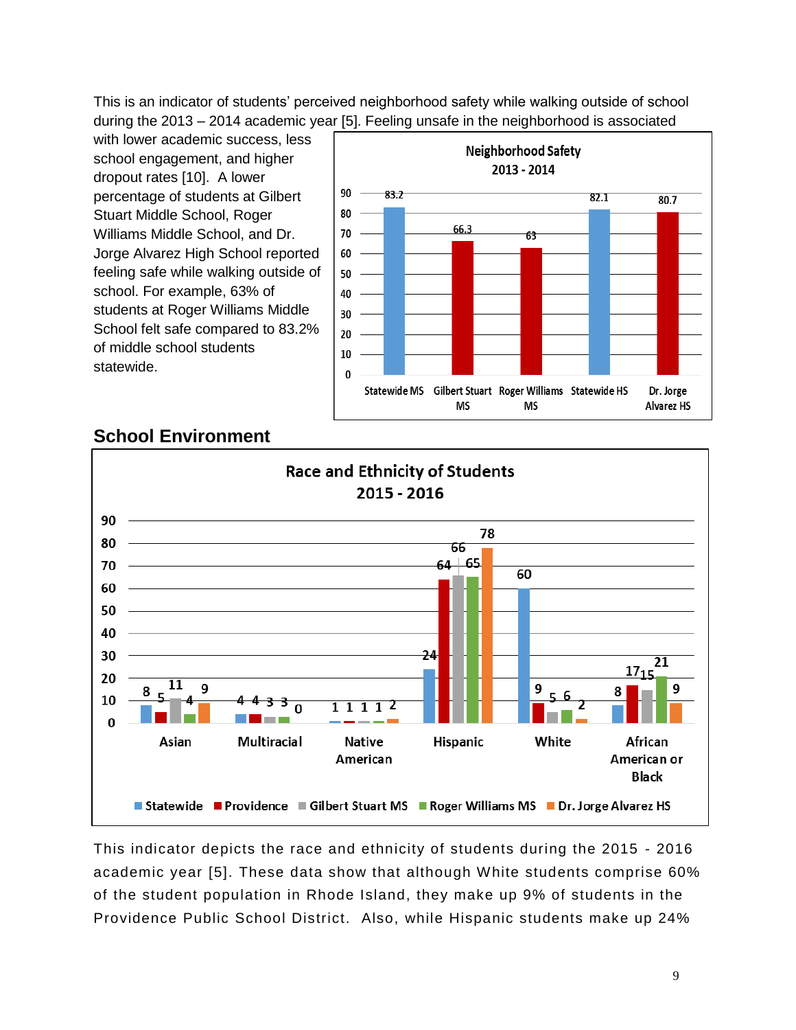This is an indicator of students' perceived neighborhood safety while walking outside of school during the 2013 – 2014 academic year [5]. Feeling unsafe in the neighborhood is associated with lower academic success, less school engagement, and higher dropout rates [10]. A lower percentage of students at Gilbert Stuart Middle School, Roger Williams Middle School, and Dr. Jorge Alvarez High School reported feeling safe while walking outside of school. For example, 63% of students at Roger Williams Middle School felt safe compared to 83.2% of middle school students statewide.

**Neighborhood Safety 2013 - 2014**

| Statewide MS | Gilbert Stuart MS | Roger Williams MS | Statewide HS | Dr. Jorge Alvarez HS |
|---|---|---|---|---|
| 83.2 | 66.3 | 63 | 82.1 | 80.7 |

## School Environment

**Race and Ethnicity of Students 2015 - 2016**

| | Statewide | Providence | Gilbert Stuart MS | Roger Williams MS | Dr. Jorge Alvarez HS |
|---|---|---|---|---|---|
| Asian | 8 | 5 | 11 | 4 | 9 |
| Multiracial | 4 | 4 | 3 | 3 | 0 |
| Native American | 1 | 1 | 1 | 1 | 2 |
| Hispanic | 24 | 64 | 66 | 65 | 78 |
| White | 60 | 9 | 5 | 6 | 2 |
| African American or Black | 8 | 17 | 15 | 21 | 9 |

This indicator depicts the race and ethnicity of students during the 2015 - 2016 academic year [5]. These data show that although White students comprise 60% of the student population in Rhode Island, they make up 9% of students in the Providence Public School District. Also, while Hispanic students make up 24%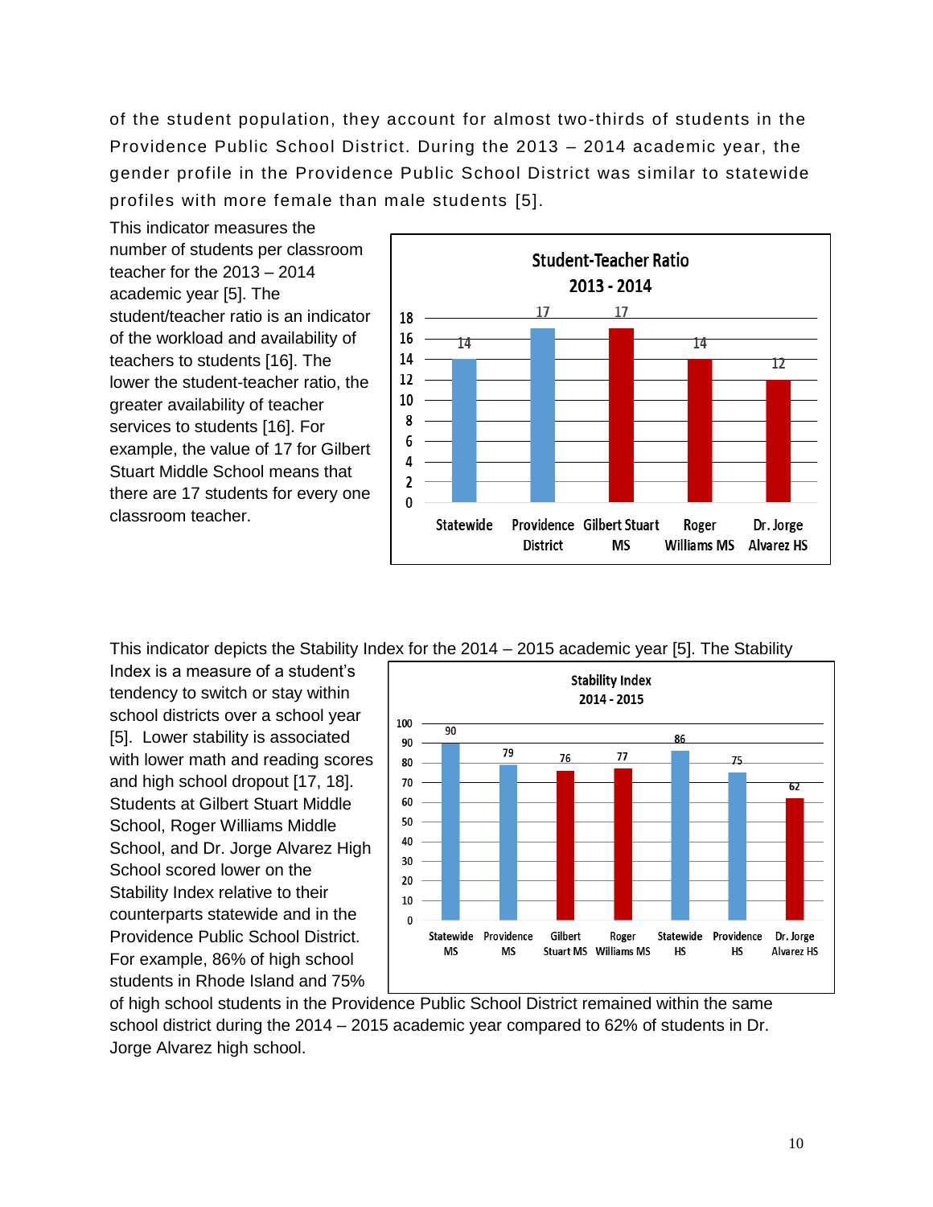of the student population, they account for almost two-thirds of students in the Providence Public School District. During the 2013 – 2014 academic year, the gender profile in the Providence Public School District was similar to statewide profiles with more female than male students [5].

This indicator measures the number of students per classroom teacher for the 2013 – 2014 academic year [5]. The student/teacher ratio is an indicator of the workload and availability of teachers to students [16]. The lower the student-teacher ratio, the greater availability of teacher services to students [16]. For example, the value of 17 for Gilbert Stuart Middle School means that there are 17 students for every one classroom teacher.

Student-Teacher Ratio
2013 - 2014

18
16
14
12
10
8
6
4
2
0

14
17
17
14
12

Statewide
Providence District
Gilbert Stuart MS
Roger Williams MS
Dr. Jorge Alvarez HS

This indicator depicts the Stability Index for the 2014 – 2015 academic year [5]. The Stability Index is a measure of a student's tendency to switch or stay within school districts over a school year [5]. Lower stability is associated with lower math and reading scores and high school dropout [17, 18]. Students at Gilbert Stuart Middle School, Roger Williams Middle School, and Dr. Jorge Alvarez High School scored lower on the Stability Index relative to their counterparts statewide and in the Providence Public School District. For example, 86% of high school students in Rhode Island and 75% of high school students in the Providence Public School District remained within the same school district during the 2014 – 2015 academic year compared to 62% of students in Dr. Jorge Alvarez high school.

Stability Index
2014 - 2015

100
90
80
70
60
50
40
30
20
10
0

90
79
76
77
86
75
62

Statewide MS
Providence MS
Gilbert Stuart MS
Roger Williams MS
Statewide HS
Providence HS
Dr. Jorge Alvarez HS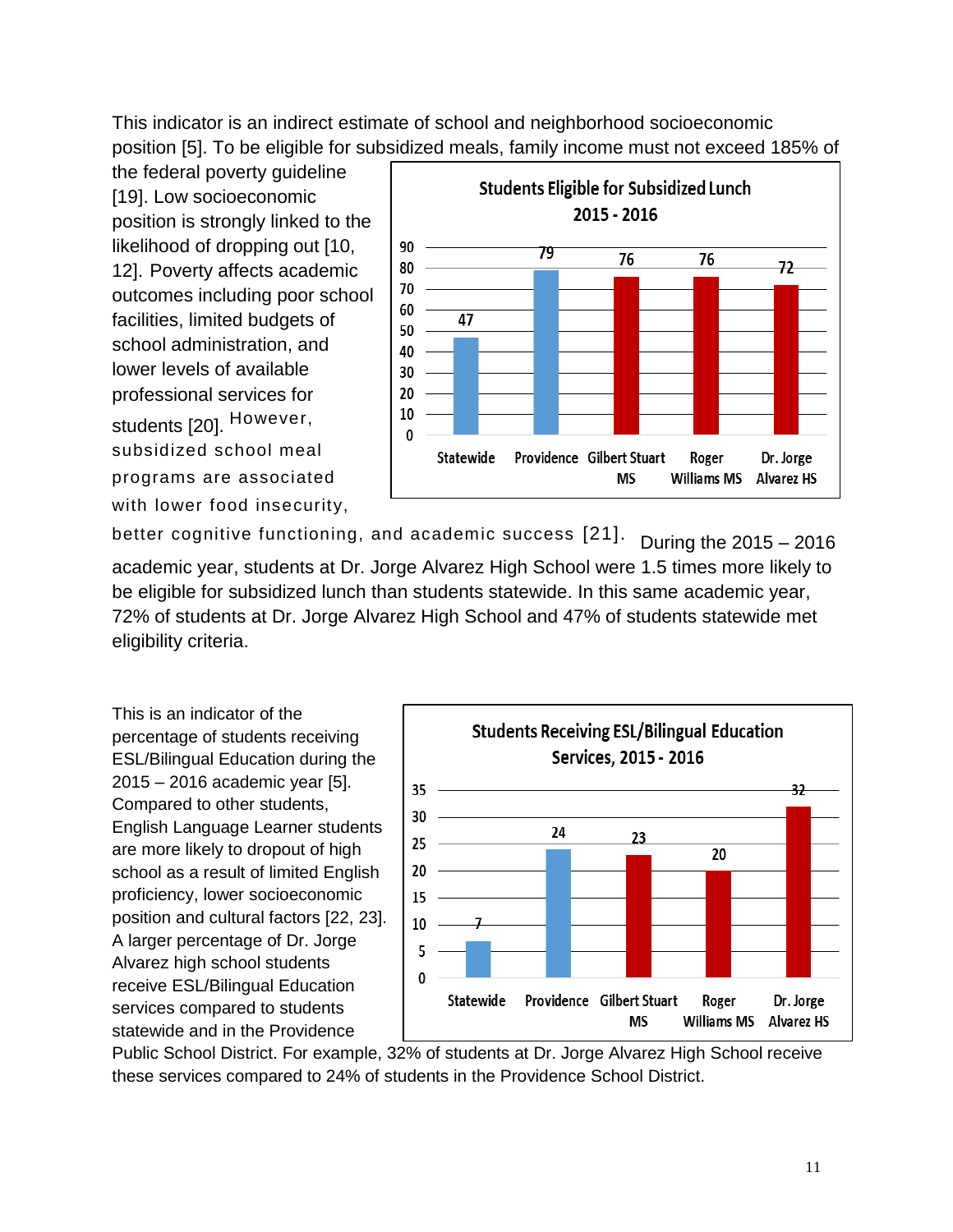This indicator is an indirect estimate of school and neighborhood socioeconomic position [5]. To be eligible for subsidized meals, family income must not exceed 185% of the federal poverty guideline [19]. Low socioeconomic position is strongly linked to the likelihood of dropping out [10, 12]. Poverty affects academic outcomes including poor school facilities, limited budgets of school administration, and lower levels of available professional services for students [20]. However, subsidized school meal programs are associated with lower food insecurity, better cognitive functioning, and academic success [21]. During the 2015 – 2016 academic year, students at Dr. Jorge Alvarez High School were 1.5 times more likely to be eligible for subsidized lunch than students statewide. In this same academic year, 72% of students at Dr. Jorge Alvarez High School and 47% of students statewide met eligibility criteria.

Students Eligible for Subsidized Lunch
2015 - 2016

90
80
70
60
50
40
30
20
10
0

47
79
76
76
72

Statewide
Providence
Gilbert Stuart MS
Roger Williams MS
Dr. Jorge Alvarez HS

This is an indicator of the percentage of students receiving ESL/Bilingual Education during the 2015 – 2016 academic year [5]. Compared to other students, English Language Learner students are more likely to dropout of high school as a result of limited English proficiency, lower socioeconomic position and cultural factors [22, 23]. A larger percentage of Dr. Jorge Alvarez high school students receive ESL/Bilingual Education services compared to students statewide and in the Providence Public School District. For example, 32% of students at Dr. Jorge Alvarez High School receive these services compared to 24% of students in the Providence School District.

Students Receiving ESL/Bilingual Education
Services, 2015 - 2016

35
30
25
20
15
10
5
0

7
24
23
20
32

Statewide
Providence
Gilbert Stuart MS
Roger Williams MS
Dr. Jorge Alvarez HS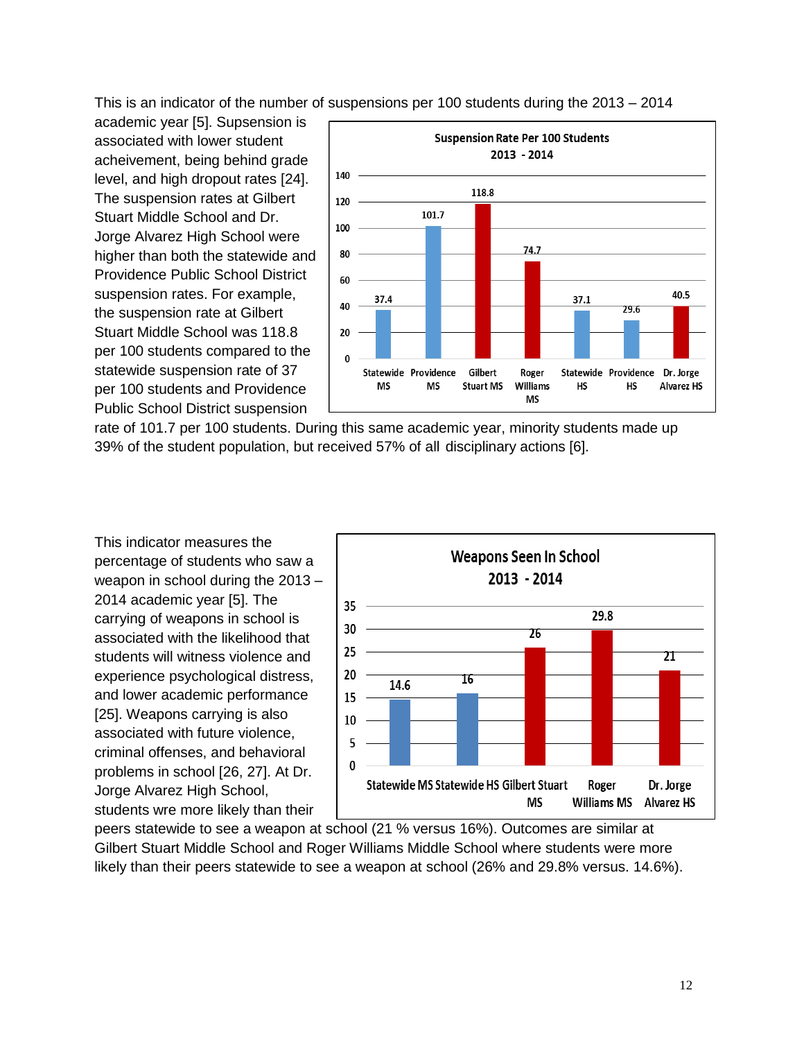This is an indicator of the number of suspensions per 100 students during the 2013 – 2014 academic year [5]. Supsension is associated with lower student acheivement, being behind grade level, and high dropout rates [24]. The suspension rates at Gilbert Stuart Middle School and Dr. Jorge Alvarez High School were higher than both the statewide and Providence Public School District suspension rates. For example, the suspension rate at Gilbert Stuart Middle School was 118.8 per 100 students compared to the statewide suspension rate of 37 per 100 students and Providence Public School District suspension rate of 101.7 per 100 students. During this same academic year, minority students made up 39% of the student population, but received 57% of all disciplinary actions [6].

Suspension Rate Per 100 Students
2013 - 2014

140
120
100
80
60
40
20
0

37.4
101.7
118.8
74.7
37.1
29.6
40.5

Statewide MS
Providence MS
Gilbert Stuart MS
Roger Williams MS
Statewide HS
Providence HS
Dr. Jorge Alvarez HS

This indicator measures the percentage of students who saw a weapon in school during the 2013 – 2014 academic year [5]. The carrying of weapons in school is associated with the likelihood that students will witness violence and experience psychological distress, and lower academic performance [25]. Weapons carrying is also associated with future violence, criminal offenses, and behavioral problems in school [26, 27]. At Dr. Jorge Alvarez High School, students wre more likely than their peers statewide to see a weapon at school (21 % versus 16%). Outcomes are similar at Gilbert Stuart Middle School and Roger Williams Middle School where students were more likely than their peers statewide to see a weapon at school (26% and 29.8% versus. 14.6%).

Weapons Seen In School
2013 - 2014

35
30
25
20
15
10
5
0

14.6
16
26
29.8
21

Statewide MS
Statewide HS
Gilbert Stuart MS
Roger Williams MS
Dr. Jorge Alvarez HS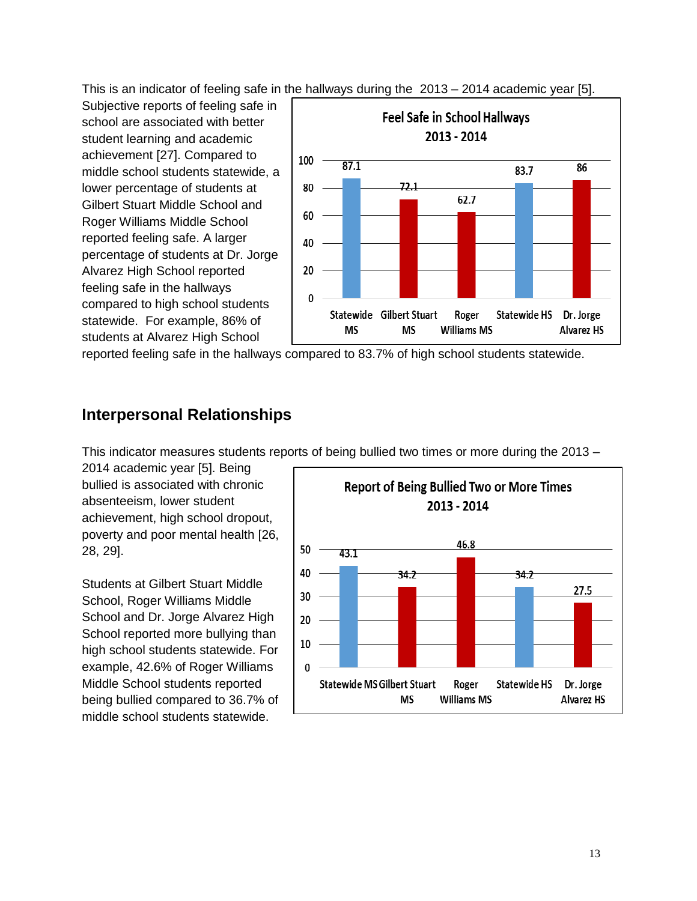This is an indicator of feeling safe in the hallways during the 2013 – 2014 academic year [5]. Subjective reports of feeling safe in school are associated with better student learning and academic achievement [27]. Compared to middle school students statewide, a lower percentage of students at Gilbert Stuart Middle School and Roger Williams Middle School reported feeling safe. A larger percentage of students at Dr. Jorge Alvarez High School reported feeling safe in the hallways compared to high school students statewide. For example, 86% of students at Alvarez High School reported feeling safe in the hallways compared to 83.7% of high school students statewide.

Feel Safe in School Hallways
2013 - 2014

100
80
60
40
20
0

87.1
72.1
62.7
83.7
86

Statewide MS
Gilbert Stuart MS
Roger Williams MS
Statewide HS
Dr. Jorge Alvarez HS

## Interpersonal Relationships

This indicator measures students reports of being bullied two times or more during the 2013 – 2014 academic year [5]. Being bullied is associated with chronic absenteeism, lower student achievement, high school dropout, poverty and poor mental health [26, 28, 29].

Students at Gilbert Stuart Middle School, Roger Williams Middle School and Dr. Jorge Alvarez High School reported more bullying than high school students statewide. For example, 42.6% of Roger Williams Middle School students reported being bullied compared to 36.7% of middle school students statewide.

Report of Being Bullied Two or More Times
2013 - 2014

50
40
30
20
10
0

43.1
34.2
46.8
34.2
27.5

Statewide MS
Gilbert Stuart MS
Roger Williams MS
Statewide HS
Dr. Jorge Alvarez HS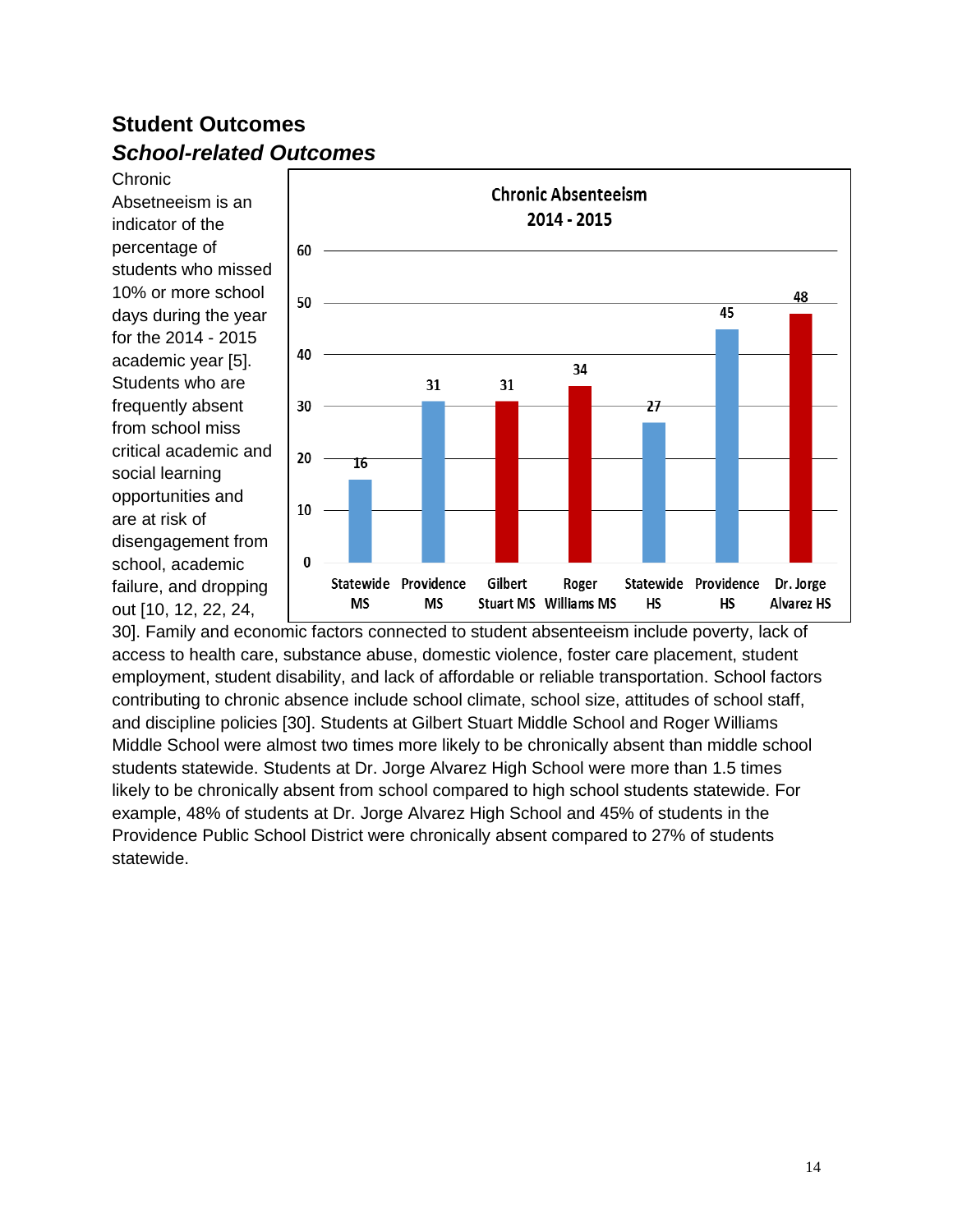## Student Outcomes

### *School-related Outcomes*

Chronic Absetneeism is an indicator of the percentage of students who missed 10% or more school days during the year for the 2014 - 2015 academic year [5]. Students who are frequently absent from school miss critical academic and social learning opportunities and are at risk of disengagement from school, academic failure, and dropping out [10, 12, 22, 24, 30]. Family and economic factors connected to student absenteeism include poverty, lack of access to health care, substance abuse, domestic violence, foster care placement, student employment, student disability, and lack of affordable or reliable transportation. School factors contributing to chronic absence include school climate, school size, attitudes of school staff, and discipline policies [30]. Students at Gilbert Stuart Middle School and Roger Williams Middle School were almost two times more likely to be chronically absent than middle school students statewide. Students at Dr. Jorge Alvarez High School were more than 1.5 times likely to be chronically absent from school compared to high school students statewide. For example, 48% of students at Dr. Jorge Alvarez High School and 45% of students in the Providence Public School District were chronically absent compared to 27% of students statewide.

Chronic Absenteeism
2014 - 2015

0
10
20
30
40
50
60

16
31
31
34
27
45
48

Statewide MS
Providence MS
Gilbert Stuart MS
Roger Williams MS
Statewide HS
Providence HS
Dr. Jorge Alvarez HS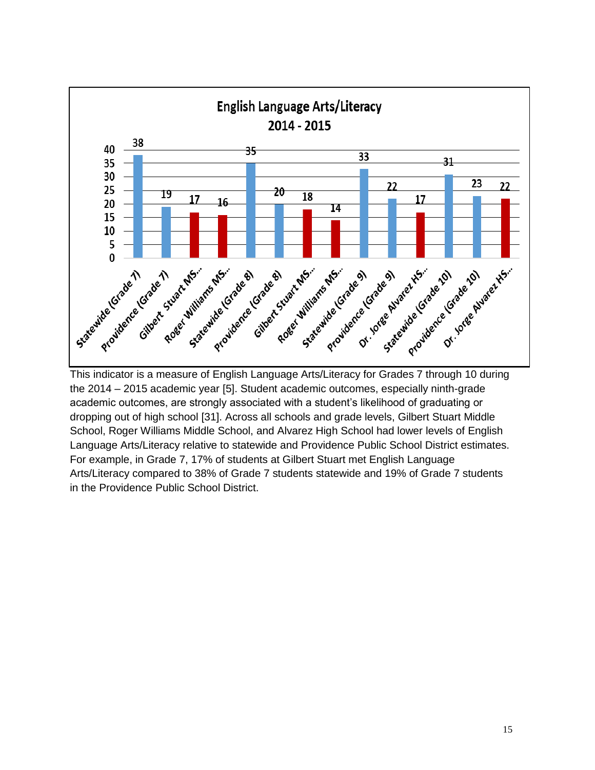English Language Arts/Literacy
2014 - 2015

40
35
30
25
20
15
10
5
0

38
19
17
16
35
20
18
14
33
22
17
31
23
22

Statewide (Grade 7)
Providence (Grade 7)
Gilbert Stuart MS...
Roger Williams MS...
Statewide (Grade 8)
Providence (Grade 8)
Gilbert Stuart MS...
Roger Williams MS...
Statewide (Grade 9)
Providence (Grade 9)
Dr. Jorge Alvarez HS...
Statewide (Grade 10)
Providence (Grade 10)
Dr. Jorge Alvarez HS...

This indicator is a measure of English Language Arts/Literacy for Grades 7 through 10 during the 2014 – 2015 academic year [5]. Student academic outcomes, especially ninth-grade academic outcomes, are strongly associated with a student's likelihood of graduating or dropping out of high school [31]. Across all schools and grade levels, Gilbert Stuart Middle School, Roger Williams Middle School, and Alvarez High School had lower levels of English Language Arts/Literacy relative to statewide and Providence Public School District estimates. For example, in Grade 7, 17% of students at Gilbert Stuart met English Language Arts/Literacy compared to 38% of Grade 7 students statewide and 19% of Grade 7 students in the Providence Public School District.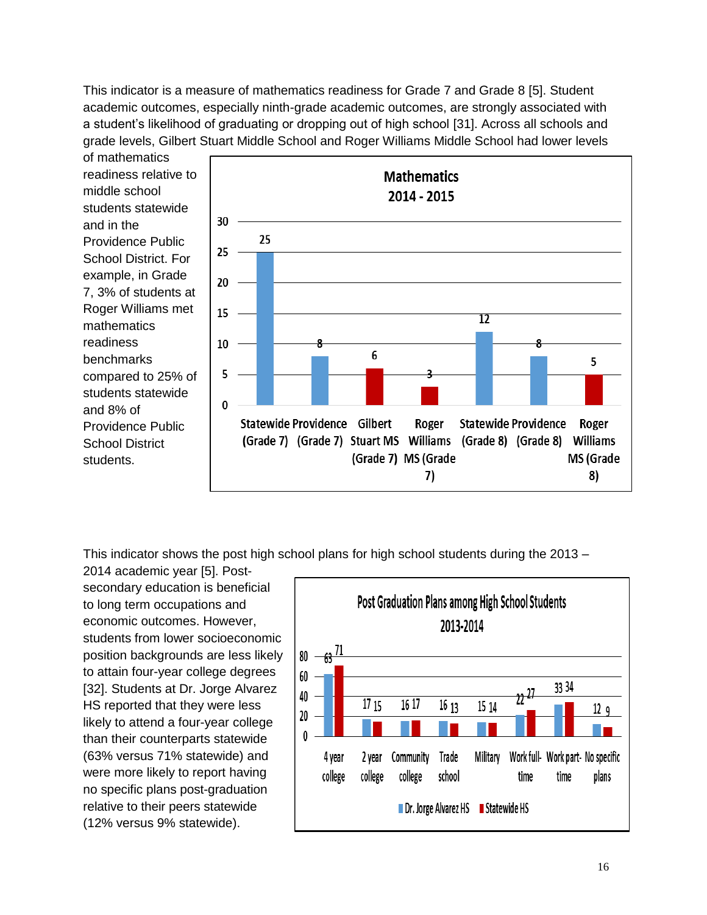This indicator is a measure of mathematics readiness for Grade 7 and Grade 8 [5]. Student academic outcomes, especially ninth-grade academic outcomes, are strongly associated with a student's likelihood of graduating or dropping out of high school [31]. Across all schools and grade levels, Gilbert Stuart Middle School and Roger Williams Middle School had lower levels of mathematics readiness relative to middle school students statewide and in the Providence Public School District. For example, in Grade 7, 3% of students at Roger Williams met mathematics readiness benchmarks compared to 25% of students statewide and 8% of Providence Public School District students.

**Mathematics**
**2014 - 2015**

30
25
20
15
10
5
0

25
8
6
3
12
8
5

Statewide (Grade 7)
Providence (Grade 7)
Gilbert Stuart MS (Grade 7)
Roger Williams MS (Grade 7)
Statewide (Grade 8)
Providence (Grade 8)
Roger Williams MS (Grade 8)

This indicator shows the post high school plans for high school students during the 2013 – 2014 academic year [5]. Post-secondary education is beneficial to long term occupations and economic outcomes. However, students from lower socioeconomic position backgrounds are less likely to attain four-year college degrees [32]. Students at Dr. Jorge Alvarez HS reported that they were less likely to attend a four-year college than their counterparts statewide (63% versus 71% statewide) and were more likely to report having no specific plans post-graduation relative to their peers statewide (12% versus 9% statewide).

**Post Graduation Plans among High School Students**
**2013-2014**

80
60
40
20
0

63 71
17 15
16 17
16 13
15 14
22 27
33 34
12 9

4 year college
2 year college
Community college
Trade school
Military
Work full-time
Work part-time
No specific plans

Dr. Jorge Alvarez HS
Statewide HS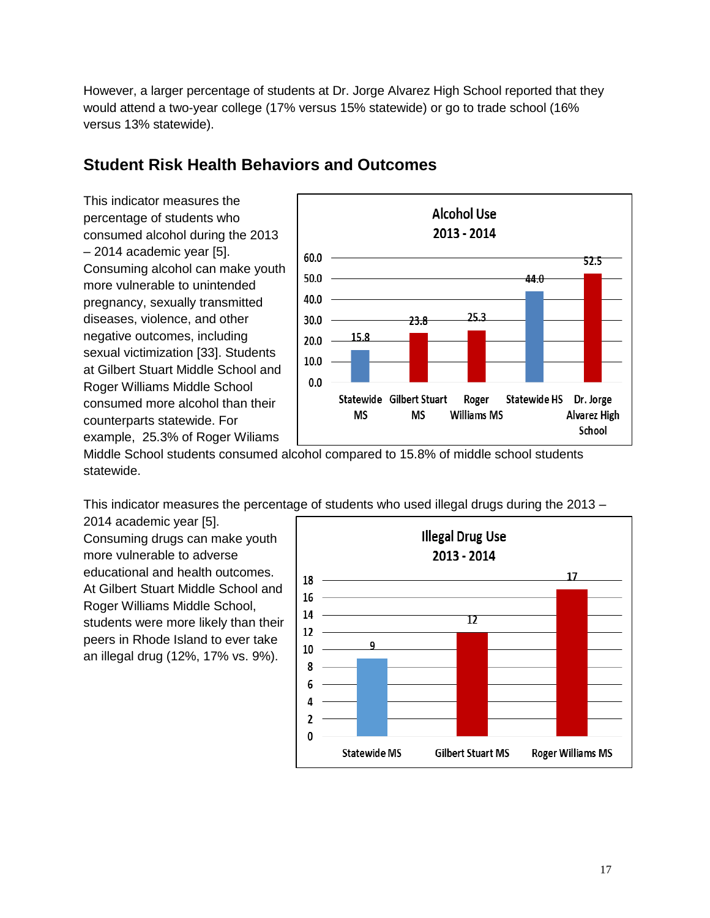However, a larger percentage of students at Dr. Jorge Alvarez High School reported that they would attend a two-year college (17% versus 15% statewide) or go to trade school (16% versus 13% statewide).

## Student Risk Health Behaviors and Outcomes

This indicator measures the percentage of students who consumed alcohol during the 2013 – 2014 academic year [5]. Consuming alcohol can make youth more vulnerable to unintended pregnancy, sexually transmitted diseases, violence, and other negative outcomes, including sexual victimization [33]. Students at Gilbert Stuart Middle School and Roger Williams Middle School consumed more alcohol than their counterparts statewide. For example, 25.3% of Roger Wiliams Middle School students consumed alcohol compared to 15.8% of middle school students statewide.

Alcohol Use
2013 - 2014

60.0
50.0
40.0
30.0
20.0
10.0
0.0

15.8
23.8
25.3
44.0
52.5

Statewide MS
Gilbert Stuart MS
Roger Williams MS
Statewide HS
Dr. Jorge Alvarez High School

This indicator measures the percentage of students who used illegal drugs during the 2013 – 2014 academic year [5]. Consuming drugs can make youth more vulnerable to adverse educational and health outcomes. At Gilbert Stuart Middle School and Roger Williams Middle School, students were more likely than their peers in Rhode Island to ever take an illegal drug (12%, 17% vs. 9%).

Illegal Drug Use
2013 - 2014

18
16
14
12
10
8
6
4
2
0

9
12
17

Statewide MS
Gilbert Stuart MS
Roger Williams MS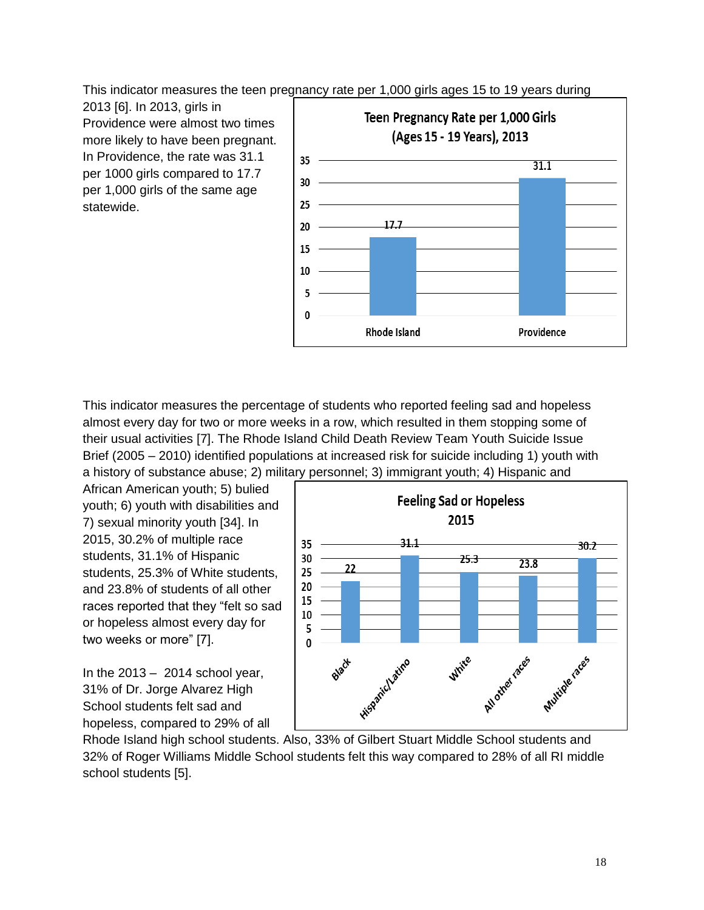This indicator measures the teen pregnancy rate per 1,000 girls ages 15 to 19 years during 2013 [6]. In 2013, girls in Providence were almost two times more likely to have been pregnant. In Providence, the rate was 31.1 per 1000 girls compared to 17.7 per 1,000 girls of the same age statewide.

**Teen Pregnancy Rate per 1,000 Girls (Ages 15 - 19 Years), 2013**

| Location | Rate |
| --- | --- |
| Rhode Island | 17.7 |
| Providence | 31.1 |

This indicator measures the percentage of students who reported feeling sad and hopeless almost every day for two or more weeks in a row, which resulted in them stopping some of their usual activities [7]. The Rhode Island Child Death Review Team Youth Suicide Issue Brief (2005 – 2010) identified populations at increased risk for suicide including 1) youth with a history of substance abuse; 2) military personnel; 3) immigrant youth; 4) Hispanic and African American youth; 5) bulied youth; 6) youth with disabilities and 7) sexual minority youth [34]. In 2015, 30.2% of multiple race students, 31.1% of Hispanic students, 25.3% of White students, and 23.8% of students of all other races reported that they "felt so sad or hopeless almost every day for two weeks or more" [7].

**Feeling Sad or Hopeless 2015**

| Race/Ethnicity | Percent |
| --- | --- |
| Black | 22 |
| Hispanic/Latino | 31.1 |
| White | 25.3 |
| All other races | 23.8 |
| Multiple races | 30.2 |

In the 2013 – 2014 school year, 31% of Dr. Jorge Alvarez High School students felt sad and hopeless, compared to 29% of all Rhode Island high school students. Also, 33% of Gilbert Stuart Middle School students and 32% of Roger Williams Middle School students felt this way compared to 28% of all RI middle school students [5].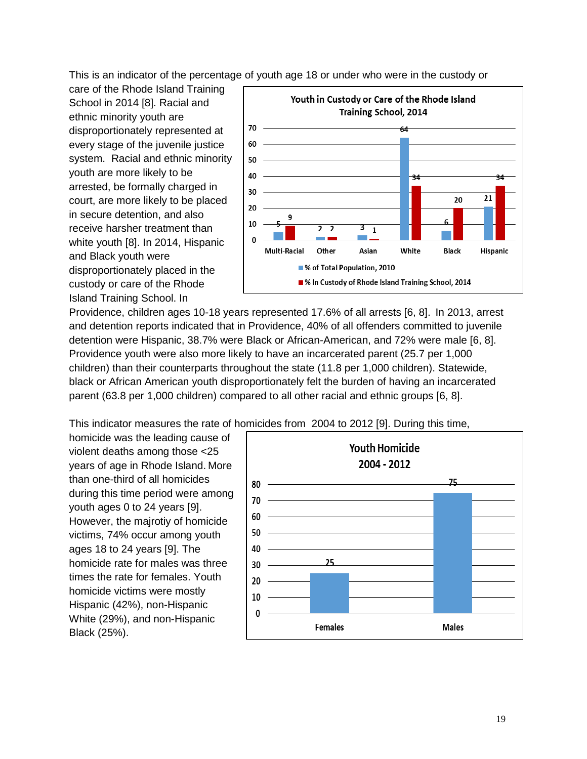This is an indicator of the percentage of youth age 18 or under who were in the custody or care of the Rhode Island Training School in 2014 [8]. Racial and ethnic minority youth are disproportionately represented at every stage of the juvenile justice system. Racial and ethnic minority youth are more likely to be arrested, be formally charged in court, are more likely to be placed in secure detention, and also receive harsher treatment than white youth [8]. In 2014, Hispanic and Black youth were disproportionately placed in the custody or care of the Rhode Island Training School. In Providence, children ages 10-18 years represented 17.6% of all arrests [6, 8]. In 2013, arrest and detention reports indicated that in Providence, 40% of all offenders committed to juvenile detention were Hispanic, 38.7% were Black or African-American, and 72% were male [6, 8]. Providence youth were also more likely to have an incarcerated parent (25.7 per 1,000 children) than their counterparts throughout the state (11.8 per 1,000 children). Statewide, black or African American youth disproportionately felt the burden of having an incarcerated parent (63.8 per 1,000 children) compared to all other racial and ethnic groups [6, 8].

Youth in Custody or Care of the Rhode Island Training School, 2014

70
60
50
40
30
20
10
0

Multi-Racial: 5, 9
Other: 2, 2
Asian: 3, 1
White: 64, 34
Black: 6, 20
Hispanic: 21, 34

% of Total Population, 2010
% In Custody of Rhode Island Training School, 2014

This indicator measures the rate of homicides from 2004 to 2012 [9]. During this time, homicide was the leading cause of violent deaths among those <25 years of age in Rhode Island. More than one-third of all homicides during this time period were among youth ages 0 to 24 years [9]. However, the majrotiy of homicide victims, 74% occur among youth ages 18 to 24 years [9]. The homicide rate for males was three times the rate for females. Youth homicide victims were mostly Hispanic (42%), non-Hispanic White (29%), and non-Hispanic Black (25%).

Youth Homicide
2004 - 2012

80
70
60
50
40
30
20
10
0

Females: 25
Males: 75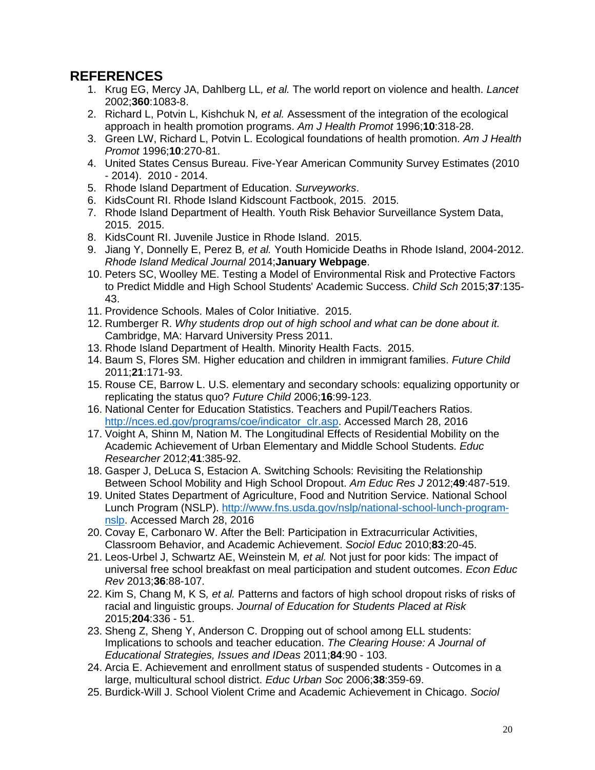## REFERENCES

1. Krug EG, Mercy JA, Dahlberg LL*, et al.* The world report on violence and health. *Lancet* 2002;**360**:1083-8.
2. Richard L, Potvin L, Kishchuk N*, et al.* Assessment of the integration of the ecological approach in health promotion programs. *Am J Health Promot* 1996;**10**:318-28.
3. Green LW, Richard L, Potvin L. Ecological foundations of health promotion. *Am J Health Promot* 1996;**10**:270-81.
4. United States Census Bureau. Five-Year American Community Survey Estimates (2010 - 2014). 2010 - 2014.
5. Rhode Island Department of Education. *Surveyworks*.
6. KidsCount RI. Rhode Island Kidscount Factbook, 2015. 2015.
7. Rhode Island Department of Health. Youth Risk Behavior Surveillance System Data, 2015. 2015.
8. KidsCount RI. Juvenile Justice in Rhode Island. 2015.
9. Jiang Y, Donnelly E, Perez B*, et al.* Youth Homicide Deaths in Rhode Island, 2004-2012. *Rhode Island Medical Journal* 2014;**January Webpage**.
10. Peters SC, Woolley ME. Testing a Model of Environmental Risk and Protective Factors to Predict Middle and High School Students' Academic Success. *Child Sch* 2015;**37**:135-43.
11. Providence Schools. Males of Color Initiative. 2015.
12. Rumberger R. *Why students drop out of high school and what can be done about it.* Cambridge, MA: Harvard University Press 2011.
13. Rhode Island Department of Health. Minority Health Facts. 2015.
14. Baum S, Flores SM. Higher education and children in immigrant families. *Future Child* 2011;**21**:171-93.
15. Rouse CE, Barrow L. U.S. elementary and secondary schools: equalizing opportunity or replicating the status quo? *Future Child* 2006;**16**:99-123.
16. National Center for Education Statistics. Teachers and Pupil/Teachers Ratios. http://nces.ed.gov/programs/coe/indicator_clr.asp. Accessed March 28, 2016
17. Voight A, Shinn M, Nation M. The Longitudinal Effects of Residential Mobility on the Academic Achievement of Urban Elementary and Middle School Students. *Educ Researcher* 2012;**41**:385-92.
18. Gasper J, DeLuca S, Estacion A. Switching Schools: Revisiting the Relationship Between School Mobility and High School Dropout. *Am Educ Res J* 2012;**49**:487-519.
19. United States Department of Agriculture, Food and Nutrition Service. National School Lunch Program (NSLP). http://www.fns.usda.gov/nslp/national-school-lunch-program-nslp. Accessed March 28, 2016
20. Covay E, Carbonaro W. After the Bell: Participation in Extracurricular Activities, Classroom Behavior, and Academic Achievement. *Sociol Educ* 2010;**83**:20-45.
21. Leos-Urbel J, Schwartz AE, Weinstein M*, et al.* Not just for poor kids: The impact of universal free school breakfast on meal participation and student outcomes. *Econ Educ Rev* 2013;**36**:88-107.
22. Kim S, Chang M, K S*, et al.* Patterns and factors of high school dropout risks of risks of racial and linguistic groups. *Journal of Education for Students Placed at Risk* 2015;**204**:336 - 51.
23. Sheng Z, Sheng Y, Anderson C. Dropping out of school among ELL students: Implications to schools and teacher education. *The Clearing House: A Journal of Educational Strategies, Issues and IDeas* 2011;**84**:90 - 103.
24. Arcia E. Achievement and enrollment status of suspended students - Outcomes in a large, multicultural school district. *Educ Urban Soc* 2006;**38**:359-69.
25. Burdick-Will J. School Violent Crime and Academic Achievement in Chicago. *Sociol*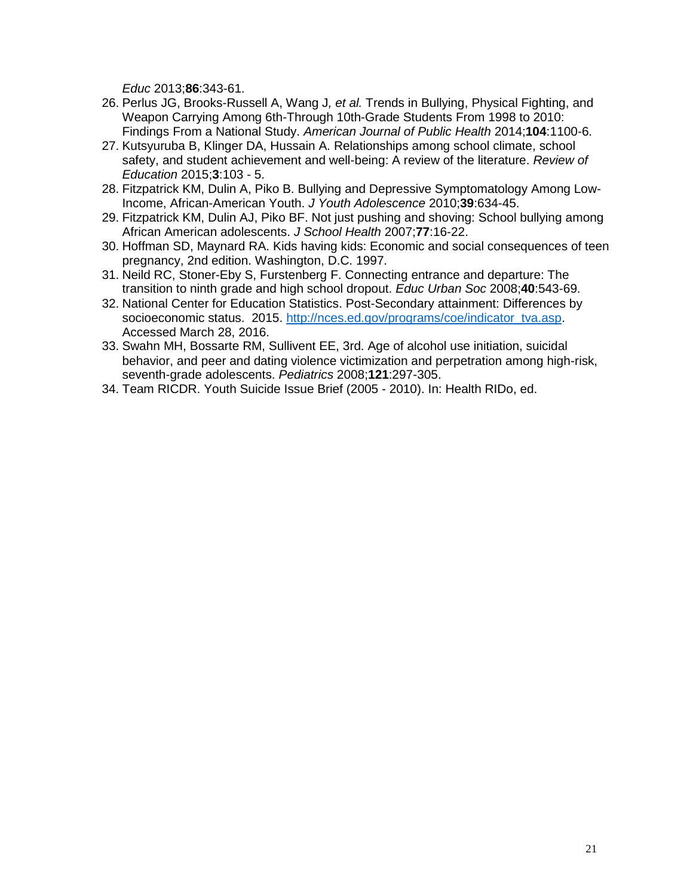*Educ* 2013;**86**:343-61.

26. Perlus JG, Brooks-Russell A, Wang J*, et al.* Trends in Bullying, Physical Fighting, and Weapon Carrying Among 6th-Through 10th-Grade Students From 1998 to 2010: Findings From a National Study. *American Journal of Public Health* 2014;**104**:1100-6.
27. Kutsyuruba B, Klinger DA, Hussain A. Relationships among school climate, school safety, and student achievement and well-being: A review of the literature. *Review of Education* 2015;**3**:103 - 5.
28. Fitzpatrick KM, Dulin A, Piko B. Bullying and Depressive Symptomatology Among Low-Income, African-American Youth. *J Youth Adolescence* 2010;**39**:634-45.
29. Fitzpatrick KM, Dulin AJ, Piko BF. Not just pushing and shoving: School bullying among African American adolescents. *J School Health* 2007;**77**:16-22.
30. Hoffman SD, Maynard RA. Kids having kids: Economic and social consequences of teen pregnancy, 2nd edition. Washington, D.C. 1997.
31. Neild RC, Stoner-Eby S, Furstenberg F. Connecting entrance and departure: The transition to ninth grade and high school dropout. *Educ Urban Soc* 2008;**40**:543-69.
32. National Center for Education Statistics. Post-Secondary attainment: Differences by socioeconomic status. 2015. http://nces.ed.gov/programs/coe/indicator_tva.asp. Accessed March 28, 2016.
33. Swahn MH, Bossarte RM, Sullivent EE, 3rd. Age of alcohol use initiation, suicidal behavior, and peer and dating violence victimization and perpetration among high-risk, seventh-grade adolescents. *Pediatrics* 2008;**121**:297-305.
34. Team RICDR. Youth Suicide Issue Brief (2005 - 2010). In: Health RIDo, ed.